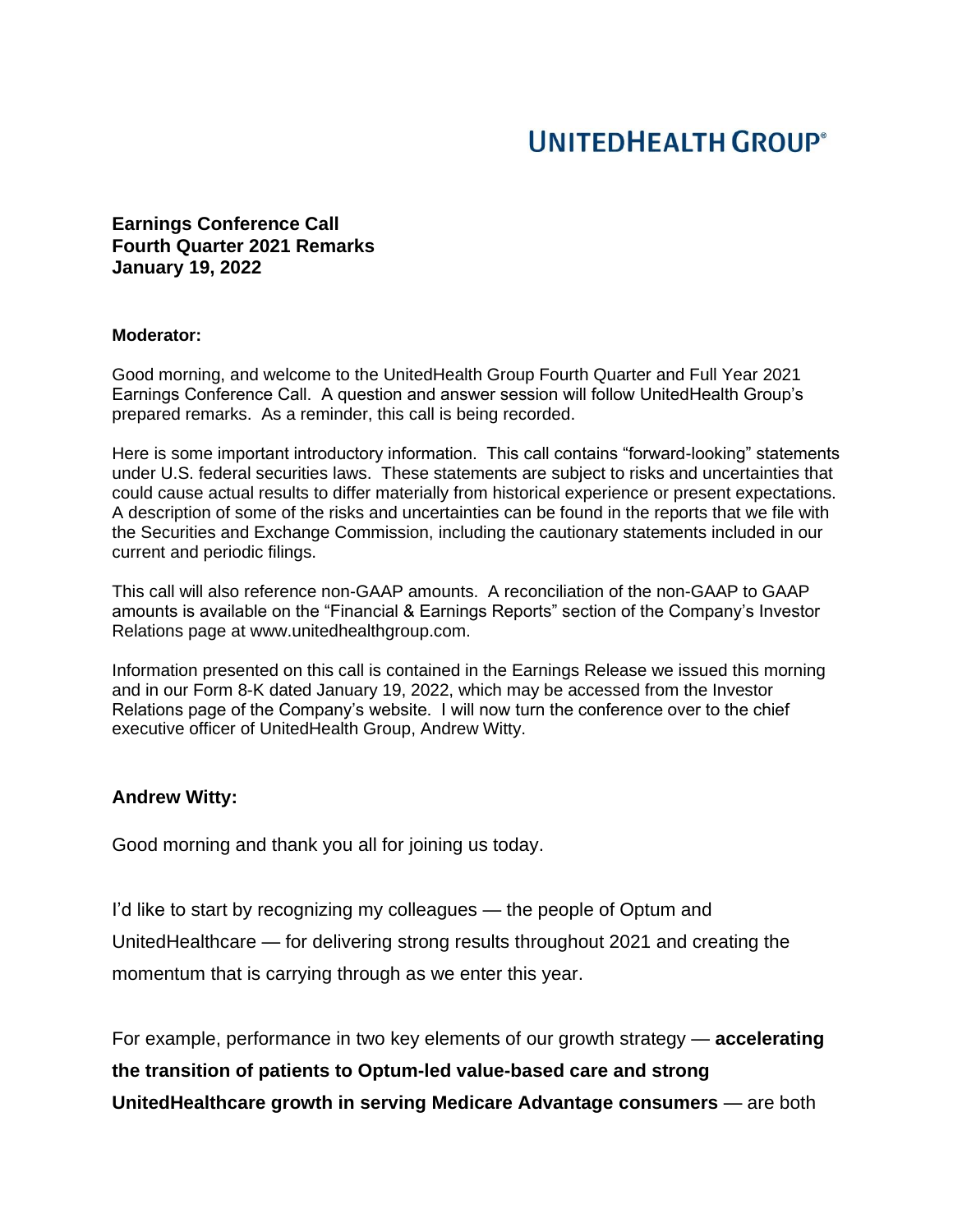# UNITEDHEALTH GROUP®

**Earnings Conference Call**
**Fourth Quarter 2021 Remarks**
**January 19, 2022**

**Moderator:**

Good morning, and welcome to the UnitedHealth Group Fourth Quarter and Full Year 2021 Earnings Conference Call. A question and answer session will follow UnitedHealth Group's prepared remarks. As a reminder, this call is being recorded.

Here is some important introductory information. This call contains "forward-looking" statements under U.S. federal securities laws. These statements are subject to risks and uncertainties that could cause actual results to differ materially from historical experience or present expectations. A description of some of the risks and uncertainties can be found in the reports that we file with the Securities and Exchange Commission, including the cautionary statements included in our current and periodic filings.

This call will also reference non-GAAP amounts. A reconciliation of the non-GAAP to GAAP amounts is available on the "Financial & Earnings Reports" section of the Company's Investor Relations page at www.unitedhealthgroup.com.

Information presented on this call is contained in the Earnings Release we issued this morning and in our Form 8-K dated January 19, 2022, which may be accessed from the Investor Relations page of the Company's website. I will now turn the conference over to the chief executive officer of UnitedHealth Group, Andrew Witty.

**Andrew Witty:**

Good morning and thank you all for joining us today.

I'd like to start by recognizing my colleagues — the people of Optum and UnitedHealthcare — for delivering strong results throughout 2021 and creating the momentum that is carrying through as we enter this year.

For example, performance in two key elements of our growth strategy — **accelerating the transition of patients to Optum-led value-based care and strong UnitedHealthcare growth in serving Medicare Advantage consumers** — are both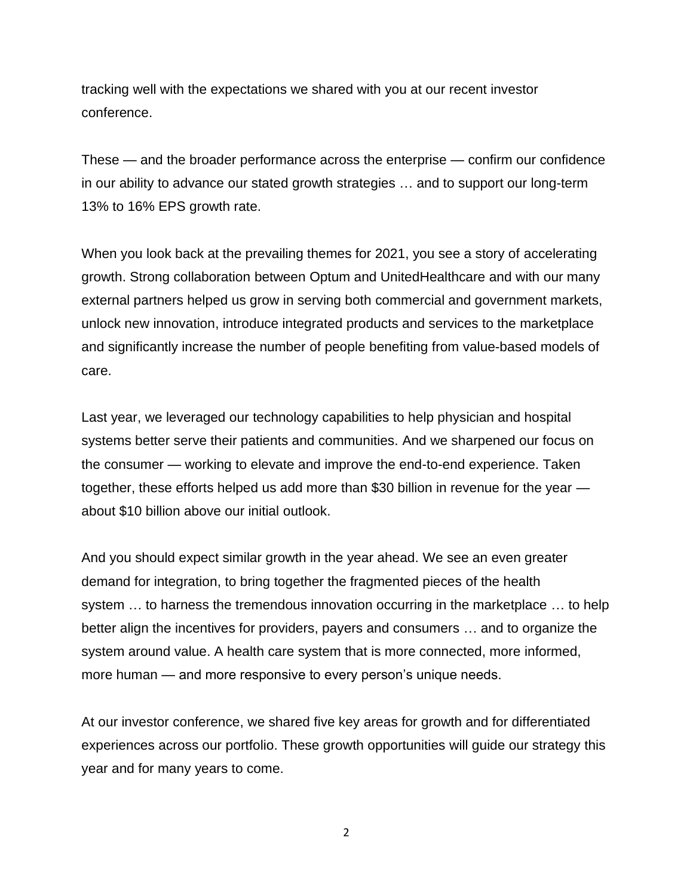tracking well with the expectations we shared with you at our recent investor conference.

These — and the broader performance across the enterprise — confirm our confidence in our ability to advance our stated growth strategies … and to support our long-term 13% to 16% EPS growth rate.

When you look back at the prevailing themes for 2021, you see a story of accelerating growth. Strong collaboration between Optum and UnitedHealthcare and with our many external partners helped us grow in serving both commercial and government markets, unlock new innovation, introduce integrated products and services to the marketplace and significantly increase the number of people benefiting from value-based models of care.

Last year, we leveraged our technology capabilities to help physician and hospital systems better serve their patients and communities. And we sharpened our focus on the consumer — working to elevate and improve the end-to-end experience. Taken together, these efforts helped us add more than $30 billion in revenue for the year — about $10 billion above our initial outlook.

And you should expect similar growth in the year ahead. We see an even greater demand for integration, to bring together the fragmented pieces of the health system … to harness the tremendous innovation occurring in the marketplace … to help better align the incentives for providers, payers and consumers … and to organize the system around value. A health care system that is more connected, more informed, more human — and more responsive to every person's unique needs.

At our investor conference, we shared five key areas for growth and for differentiated experiences across our portfolio. These growth opportunities will guide our strategy this year and for many years to come.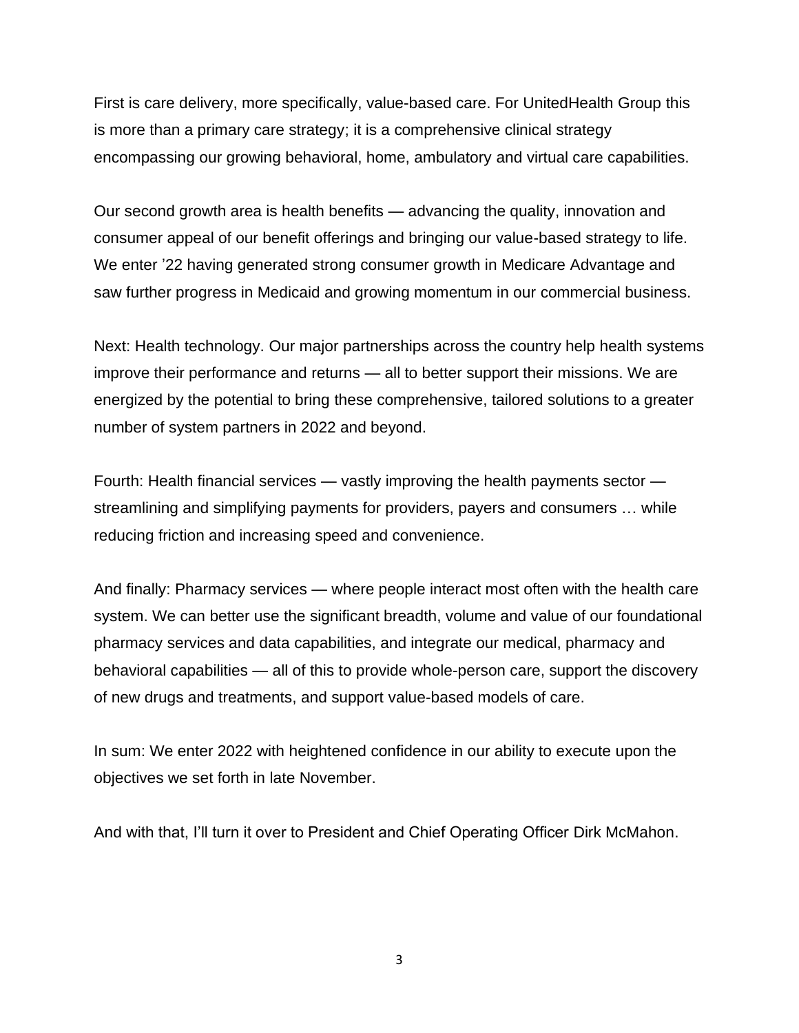First is care delivery, more specifically, value-based care. For UnitedHealth Group this is more than a primary care strategy; it is a comprehensive clinical strategy encompassing our growing behavioral, home, ambulatory and virtual care capabilities.

Our second growth area is health benefits — advancing the quality, innovation and consumer appeal of our benefit offerings and bringing our value-based strategy to life. We enter '22 having generated strong consumer growth in Medicare Advantage and saw further progress in Medicaid and growing momentum in our commercial business.

Next: Health technology. Our major partnerships across the country help health systems improve their performance and returns — all to better support their missions. We are energized by the potential to bring these comprehensive, tailored solutions to a greater number of system partners in 2022 and beyond.

Fourth: Health financial services — vastly improving the health payments sector — streamlining and simplifying payments for providers, payers and consumers … while reducing friction and increasing speed and convenience.

And finally: Pharmacy services — where people interact most often with the health care system. We can better use the significant breadth, volume and value of our foundational pharmacy services and data capabilities, and integrate our medical, pharmacy and behavioral capabilities — all of this to provide whole-person care, support the discovery of new drugs and treatments, and support value-based models of care.

In sum: We enter 2022 with heightened confidence in our ability to execute upon the objectives we set forth in late November.

And with that, I'll turn it over to President and Chief Operating Officer Dirk McMahon.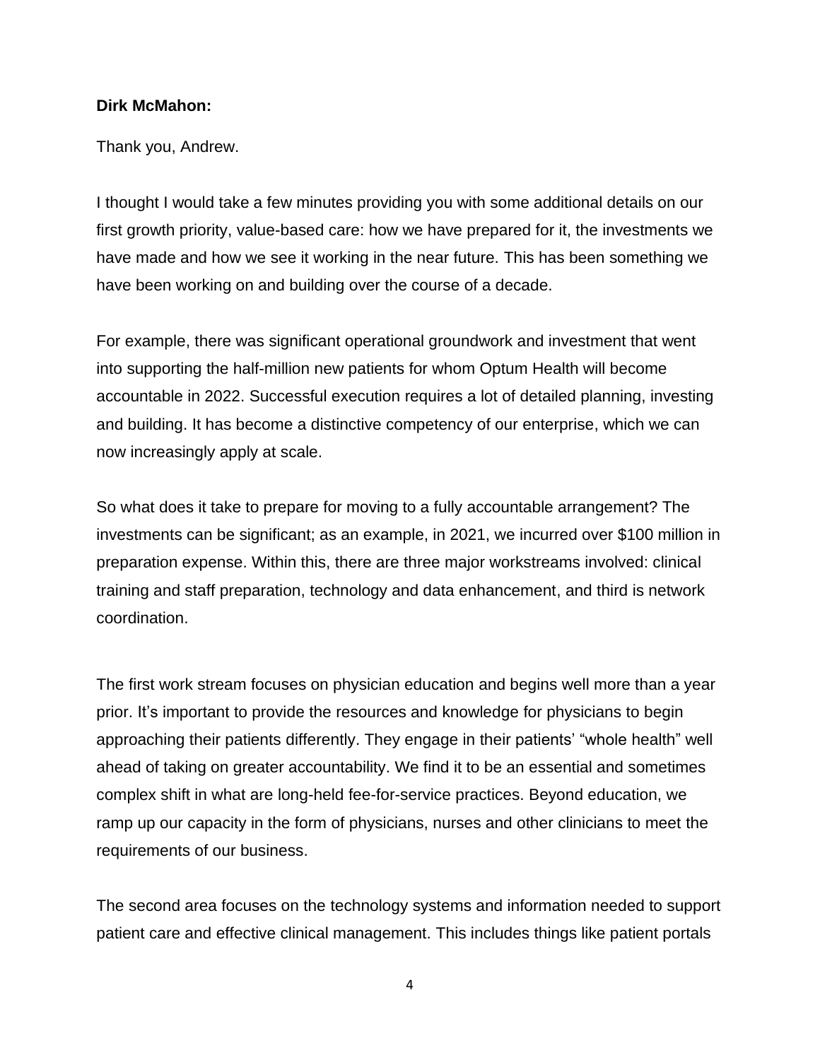**Dirk McMahon:**

Thank you, Andrew.

I thought I would take a few minutes providing you with some additional details on our first growth priority, value-based care: how we have prepared for it, the investments we have made and how we see it working in the near future. This has been something we have been working on and building over the course of a decade.

For example, there was significant operational groundwork and investment that went into supporting the half-million new patients for whom Optum Health will become accountable in 2022. Successful execution requires a lot of detailed planning, investing and building. It has become a distinctive competency of our enterprise, which we can now increasingly apply at scale.

So what does it take to prepare for moving to a fully accountable arrangement? The investments can be significant; as an example, in 2021, we incurred over $100 million in preparation expense. Within this, there are three major workstreams involved: clinical training and staff preparation, technology and data enhancement, and third is network coordination.

The first work stream focuses on physician education and begins well more than a year prior. It's important to provide the resources and knowledge for physicians to begin approaching their patients differently. They engage in their patients' "whole health" well ahead of taking on greater accountability. We find it to be an essential and sometimes complex shift in what are long-held fee-for-service practices. Beyond education, we ramp up our capacity in the form of physicians, nurses and other clinicians to meet the requirements of our business.

The second area focuses on the technology systems and information needed to support patient care and effective clinical management. This includes things like patient portals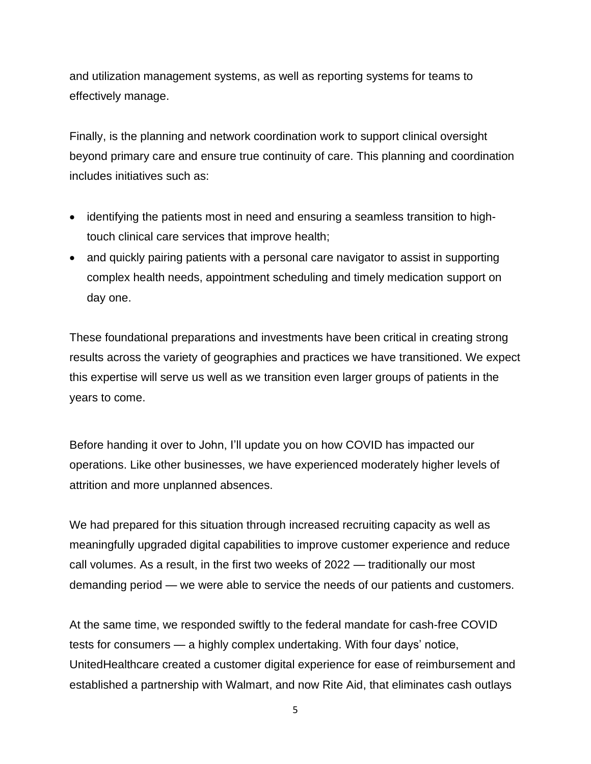and utilization management systems, as well as reporting systems for teams to effectively manage.

Finally, is the planning and network coordination work to support clinical oversight beyond primary care and ensure true continuity of care. This planning and coordination includes initiatives such as:

- identifying the patients most in need and ensuring a seamless transition to high-touch clinical care services that improve health;
- and quickly pairing patients with a personal care navigator to assist in supporting complex health needs, appointment scheduling and timely medication support on day one.

These foundational preparations and investments have been critical in creating strong results across the variety of geographies and practices we have transitioned. We expect this expertise will serve us well as we transition even larger groups of patients in the years to come.

Before handing it over to John, I'll update you on how COVID has impacted our operations. Like other businesses, we have experienced moderately higher levels of attrition and more unplanned absences.

We had prepared for this situation through increased recruiting capacity as well as meaningfully upgraded digital capabilities to improve customer experience and reduce call volumes. As a result, in the first two weeks of 2022 — traditionally our most demanding period — we were able to service the needs of our patients and customers.

At the same time, we responded swiftly to the federal mandate for cash-free COVID tests for consumers — a highly complex undertaking. With four days' notice, UnitedHealthcare created a customer digital experience for ease of reimbursement and established a partnership with Walmart, and now Rite Aid, that eliminates cash outlays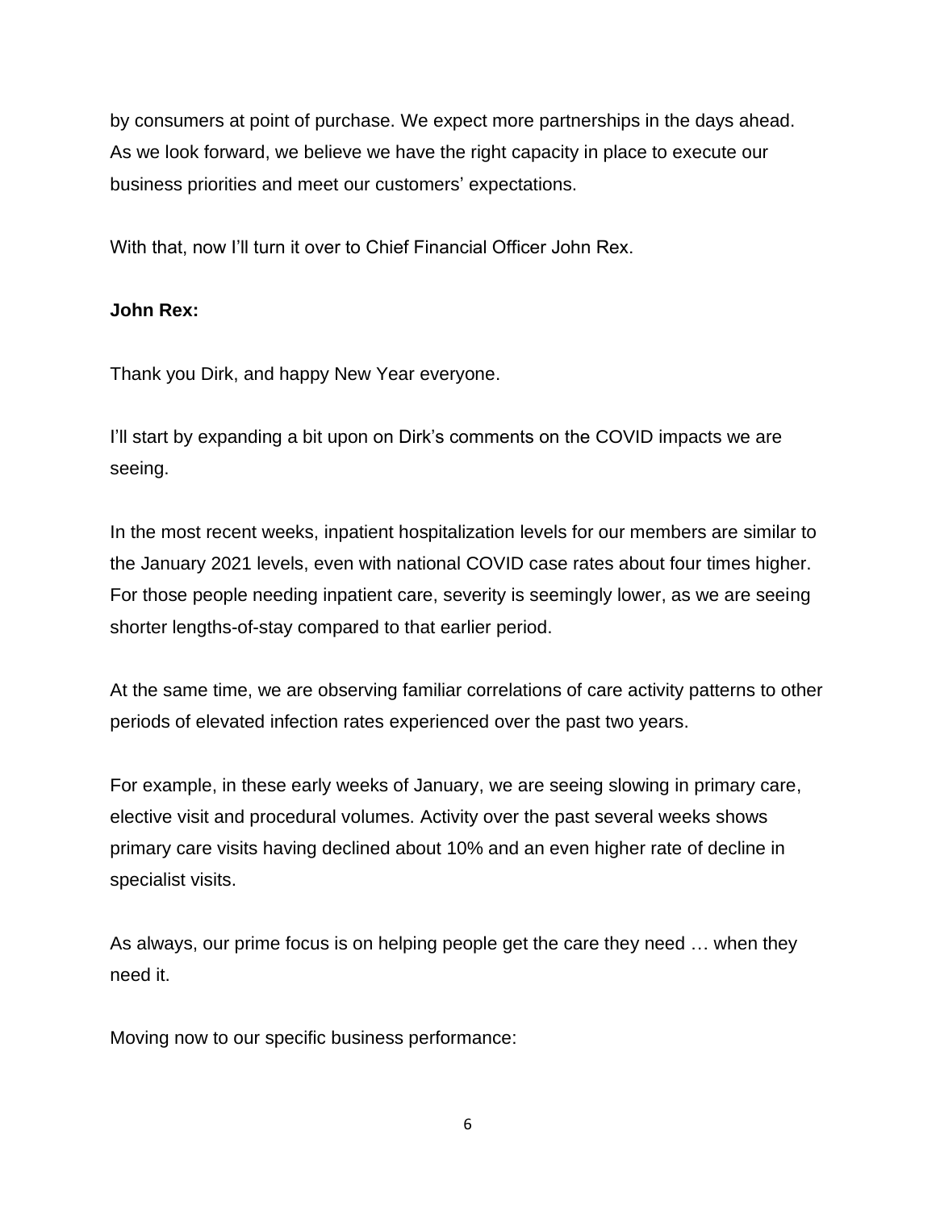by consumers at point of purchase. We expect more partnerships in the days ahead. As we look forward, we believe we have the right capacity in place to execute our business priorities and meet our customers' expectations.

With that, now I'll turn it over to Chief Financial Officer John Rex.

**John Rex:**

Thank you Dirk, and happy New Year everyone.

I'll start by expanding a bit upon on Dirk's comments on the COVID impacts we are seeing.

In the most recent weeks, inpatient hospitalization levels for our members are similar to the January 2021 levels, even with national COVID case rates about four times higher. For those people needing inpatient care, severity is seemingly lower, as we are seeing shorter lengths-of-stay compared to that earlier period.

At the same time, we are observing familiar correlations of care activity patterns to other periods of elevated infection rates experienced over the past two years.

For example, in these early weeks of January, we are seeing slowing in primary care, elective visit and procedural volumes. Activity over the past several weeks shows primary care visits having declined about 10% and an even higher rate of decline in specialist visits.

As always, our prime focus is on helping people get the care they need … when they need it.

Moving now to our specific business performance: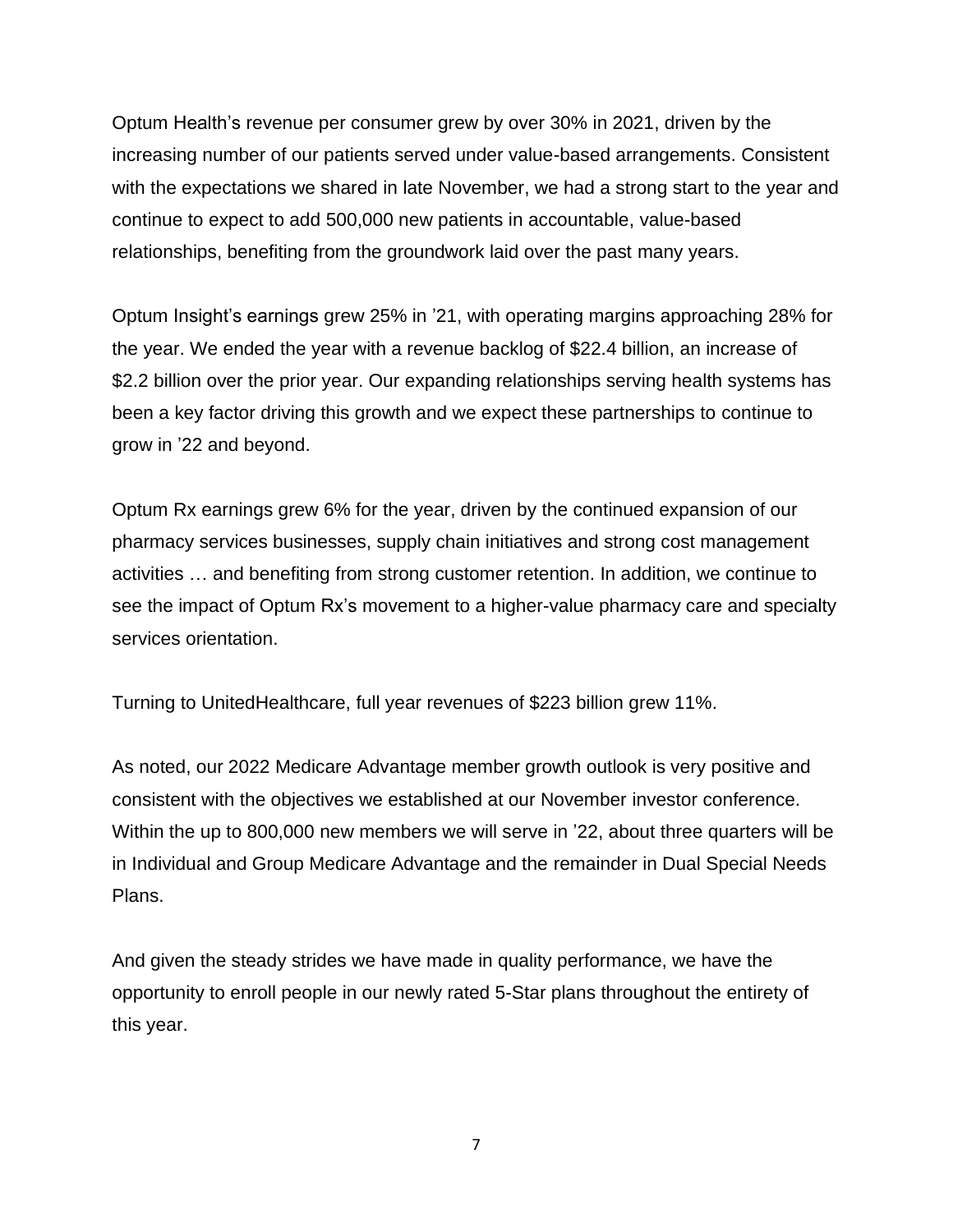Optum Health's revenue per consumer grew by over 30% in 2021, driven by the increasing number of our patients served under value-based arrangements. Consistent with the expectations we shared in late November, we had a strong start to the year and continue to expect to add 500,000 new patients in accountable, value-based relationships, benefiting from the groundwork laid over the past many years.

Optum Insight's earnings grew 25% in '21, with operating margins approaching 28% for the year. We ended the year with a revenue backlog of $22.4 billion, an increase of $2.2 billion over the prior year. Our expanding relationships serving health systems has been a key factor driving this growth and we expect these partnerships to continue to grow in '22 and beyond.

Optum Rx earnings grew 6% for the year, driven by the continued expansion of our pharmacy services businesses, supply chain initiatives and strong cost management activities … and benefiting from strong customer retention. In addition, we continue to see the impact of Optum Rx's movement to a higher-value pharmacy care and specialty services orientation.

Turning to UnitedHealthcare, full year revenues of $223 billion grew 11%.

As noted, our 2022 Medicare Advantage member growth outlook is very positive and consistent with the objectives we established at our November investor conference. Within the up to 800,000 new members we will serve in '22, about three quarters will be in Individual and Group Medicare Advantage and the remainder in Dual Special Needs Plans.

And given the steady strides we have made in quality performance, we have the opportunity to enroll people in our newly rated 5-Star plans throughout the entirety of this year.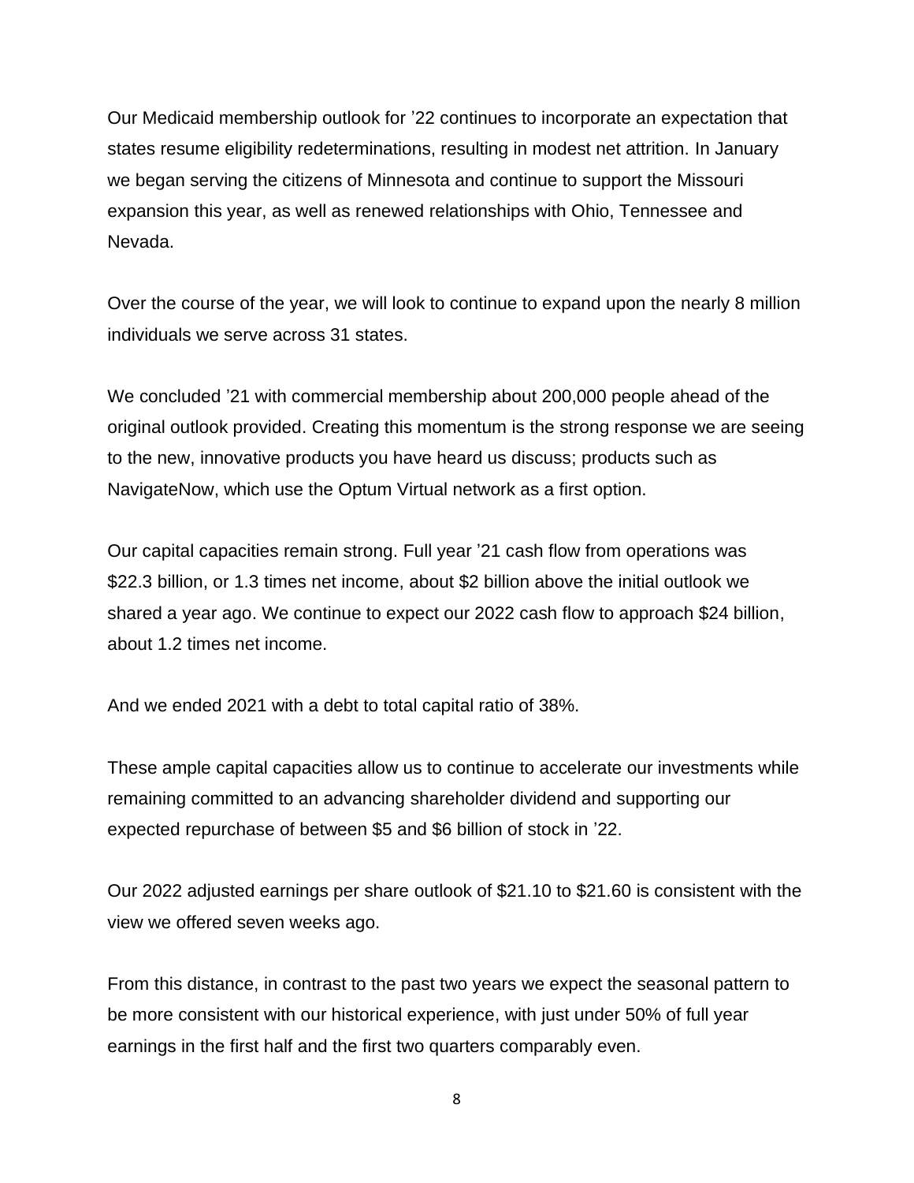Our Medicaid membership outlook for '22 continues to incorporate an expectation that states resume eligibility redeterminations, resulting in modest net attrition. In January we began serving the citizens of Minnesota and continue to support the Missouri expansion this year, as well as renewed relationships with Ohio, Tennessee and Nevada.

Over the course of the year, we will look to continue to expand upon the nearly 8 million individuals we serve across 31 states.

We concluded '21 with commercial membership about 200,000 people ahead of the original outlook provided. Creating this momentum is the strong response we are seeing to the new, innovative products you have heard us discuss; products such as NavigateNow, which use the Optum Virtual network as a first option.

Our capital capacities remain strong. Full year '21 cash flow from operations was $22.3 billion, or 1.3 times net income, about $2 billion above the initial outlook we shared a year ago. We continue to expect our 2022 cash flow to approach $24 billion, about 1.2 times net income.

And we ended 2021 with a debt to total capital ratio of 38%.

These ample capital capacities allow us to continue to accelerate our investments while remaining committed to an advancing shareholder dividend and supporting our expected repurchase of between $5 and $6 billion of stock in '22.

Our 2022 adjusted earnings per share outlook of $21.10 to $21.60 is consistent with the view we offered seven weeks ago.

From this distance, in contrast to the past two years we expect the seasonal pattern to be more consistent with our historical experience, with just under 50% of full year earnings in the first half and the first two quarters comparably even.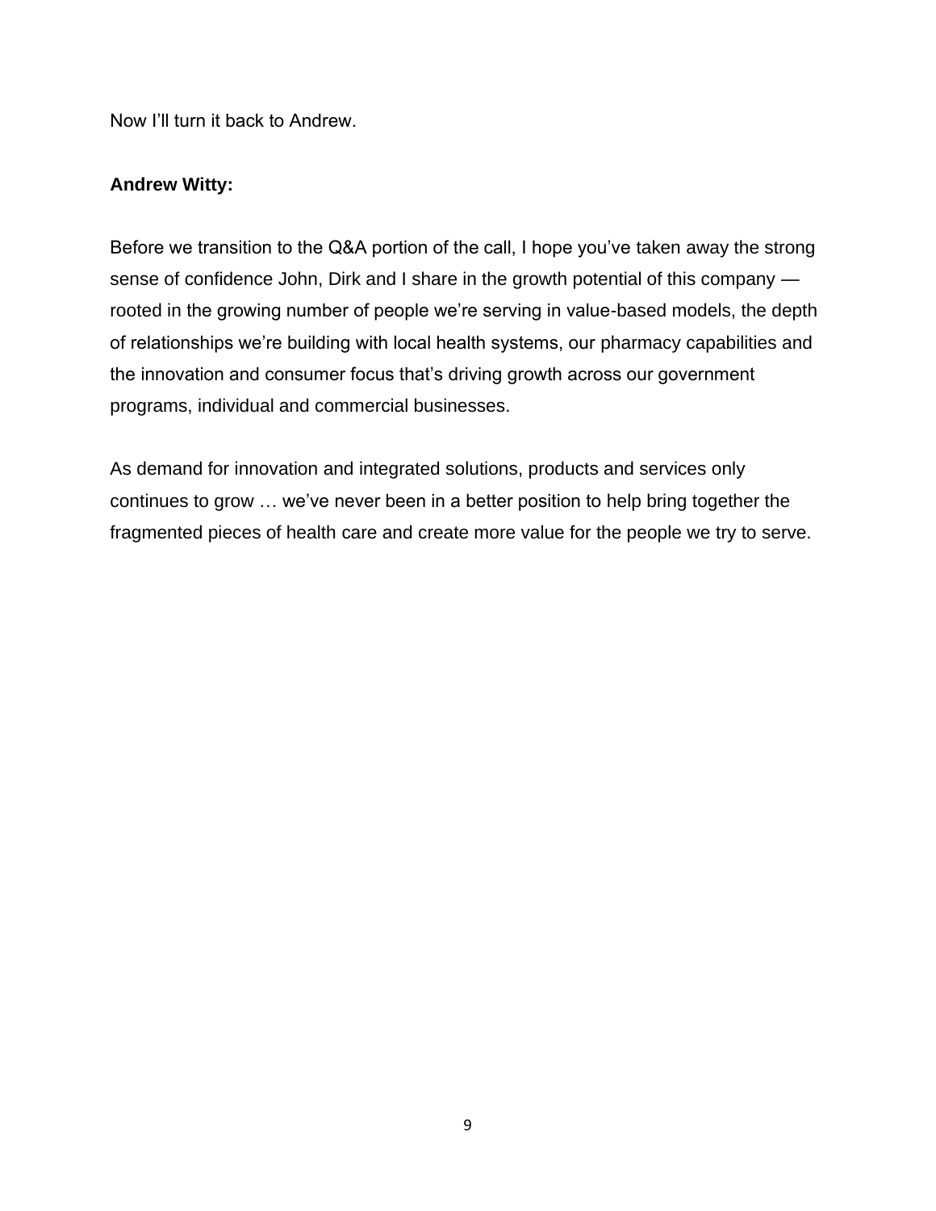Now I'll turn it back to Andrew.

**Andrew Witty:**

Before we transition to the Q&A portion of the call, I hope you've taken away the strong sense of confidence John, Dirk and I share in the growth potential of this company — rooted in the growing number of people we're serving in value-based models, the depth of relationships we're building with local health systems, our pharmacy capabilities and the innovation and consumer focus that's driving growth across our government programs, individual and commercial businesses.

As demand for innovation and integrated solutions, products and services only continues to grow … we've never been in a better position to help bring together the fragmented pieces of health care and create more value for the people we try to serve.